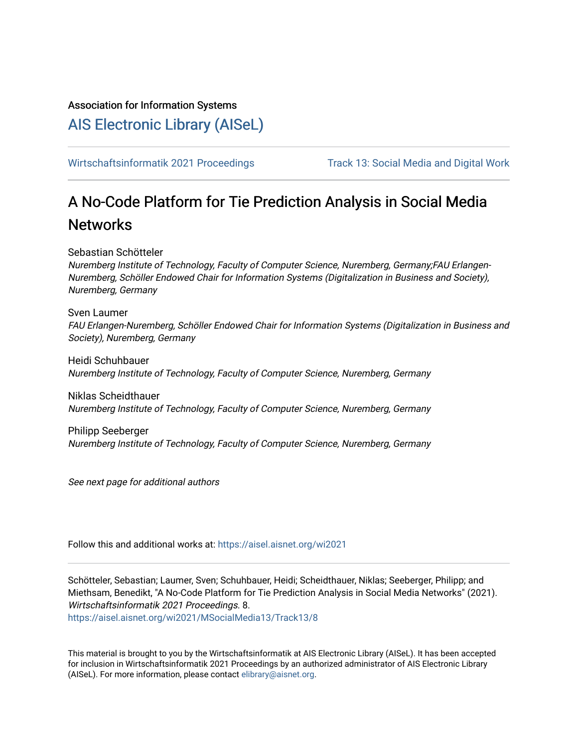Association for Information Systems

# [AIS Electronic Library (AISeL)](https://aisel.aisnet.org/)

[Wirtschaftsinformatik 2021 Proceedings](https://aisel.aisnet.org/wi2021) | [Track 13: Social Media and Digital Work](https://aisel.aisnet.org/wi2021/MSocialMedia13)

# A No-Code Platform for Tie Prediction Analysis in Social Media Networks

Sebastian Schötteler
*Nuremberg Institute of Technology, Faculty of Computer Science, Nuremberg, Germany;FAU Erlangen-Nuremberg, Schöller Endowed Chair for Information Systems (Digitalization in Business and Society), Nuremberg, Germany*

Sven Laumer
*FAU Erlangen-Nuremberg, Schöller Endowed Chair for Information Systems (Digitalization in Business and Society), Nuremberg, Germany*

Heidi Schuhbauer
*Nuremberg Institute of Technology, Faculty of Computer Science, Nuremberg, Germany*

Niklas Scheidthauer
*Nuremberg Institute of Technology, Faculty of Computer Science, Nuremberg, Germany*

Philipp Seeberger
*Nuremberg Institute of Technology, Faculty of Computer Science, Nuremberg, Germany*

*See next page for additional authors*

Follow this and additional works at: https://aisel.aisnet.org/wi2021

Schötteler, Sebastian; Laumer, Sven; Schuhbauer, Heidi; Scheidthauer, Niklas; Seeberger, Philipp; and Miethsam, Benedikt, "A No-Code Platform for Tie Prediction Analysis in Social Media Networks" (2021). *Wirtschaftsinformatik 2021 Proceedings*. 8.
https://aisel.aisnet.org/wi2021/MSocialMedia13/Track13/8

This material is brought to you by the Wirtschaftsinformatik at AIS Electronic Library (AISeL). It has been accepted for inclusion in Wirtschaftsinformatik 2021 Proceedings by an authorized administrator of AIS Electronic Library (AISeL). For more information, please contact elibrary@aisnet.org.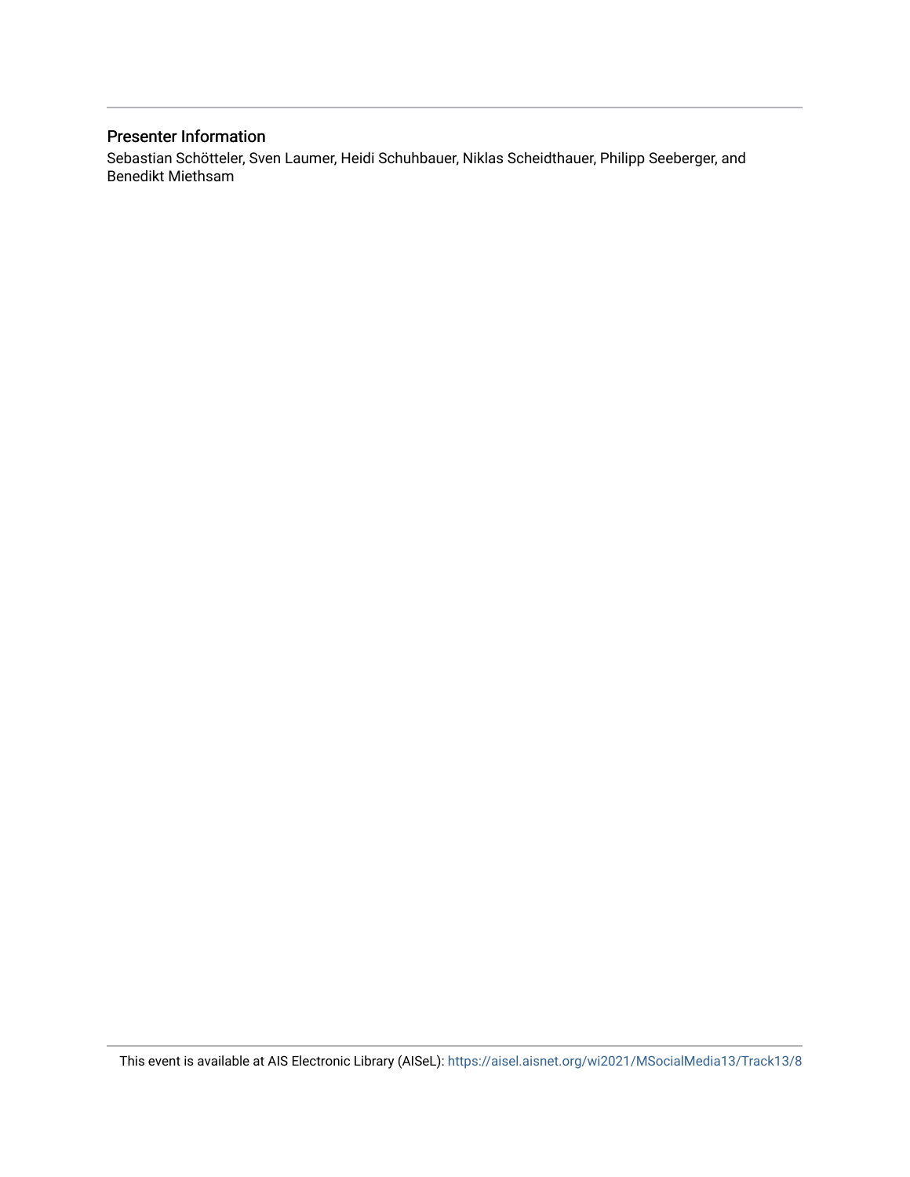## Presenter Information

Sebastian Schötteler, Sven Laumer, Heidi Schuhbauer, Niklas Scheidthauer, Philipp Seeberger, and Benedikt Miethsam

This event is available at AIS Electronic Library (AISeL): https://aisel.aisnet.org/wi2021/MSocialMedia13/Track13/8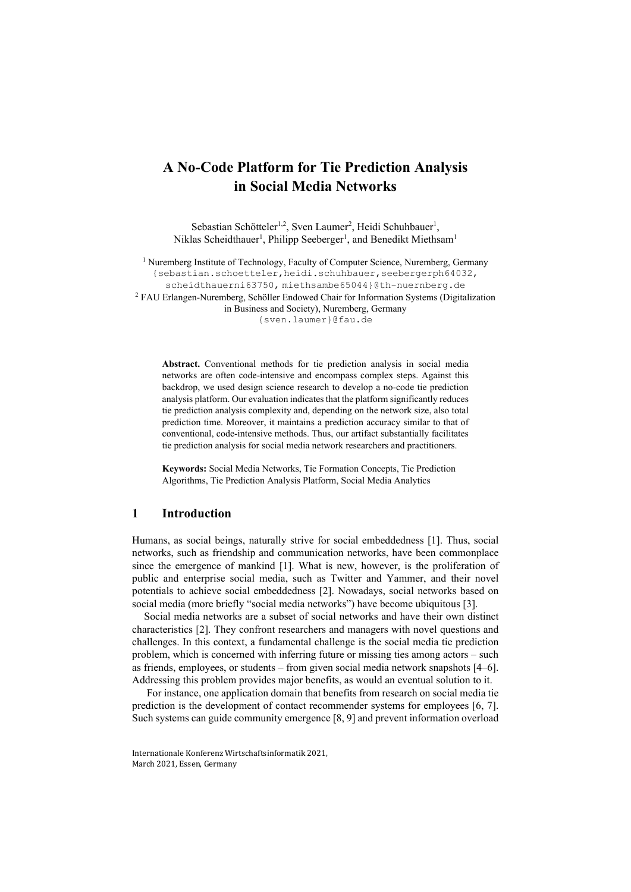# A No-Code Platform for Tie Prediction Analysis in Social Media Networks

Sebastian Schötteler[1,2], Sven Laumer[2], Heidi Schuhbauer[1], Niklas Scheidthauer[1], Philipp Seeberger[1], and Benedikt Miethsam[1]

[1] Nuremberg Institute of Technology, Faculty of Computer Science, Nuremberg, Germany
{sebastian.schoetteler,heidi.schuhbauer,seebergerph64032, scheidthauerni63750,miethsambe65044}@th-nuernberg.de

[2] FAU Erlangen-Nuremberg, Schöller Endowed Chair for Information Systems (Digitalization in Business and Society), Nuremberg, Germany
{sven.laumer}@fau.de

**Abstract.** Conventional methods for tie prediction analysis in social media networks are often code-intensive and encompass complex steps. Against this backdrop, we used design science research to develop a no-code tie prediction analysis platform. Our evaluation indicates that the platform significantly reduces tie prediction analysis complexity and, depending on the network size, also total prediction time. Moreover, it maintains a prediction accuracy similar to that of conventional, code-intensive methods. Thus, our artifact substantially facilitates tie prediction analysis for social media network researchers and practitioners.

**Keywords:** Social Media Networks, Tie Formation Concepts, Tie Prediction Algorithms, Tie Prediction Analysis Platform, Social Media Analytics

## 1 Introduction

Humans, as social beings, naturally strive for social embeddedness [1]. Thus, social networks, such as friendship and communication networks, have been commonplace since the emergence of mankind [1]. What is new, however, is the proliferation of public and enterprise social media, such as Twitter and Yammer, and their novel potentials to achieve social embeddedness [2]. Nowadays, social networks based on social media (more briefly "social media networks") have become ubiquitous [3].

Social media networks are a subset of social networks and have their own distinct characteristics [2]. They confront researchers and managers with novel questions and challenges. In this context, a fundamental challenge is the social media tie prediction problem, which is concerned with inferring future or missing ties among actors – such as friends, employees, or students – from given social media network snapshots [4–6]. Addressing this problem provides major benefits, as would an eventual solution to it.

For instance, one application domain that benefits from research on social media tie prediction is the development of contact recommender systems for employees [6, 7]. Such systems can guide community emergence [8, 9] and prevent information overload

Internationale Konferenz Wirtschaftsinformatik 2021, March 2021, Essen, Germany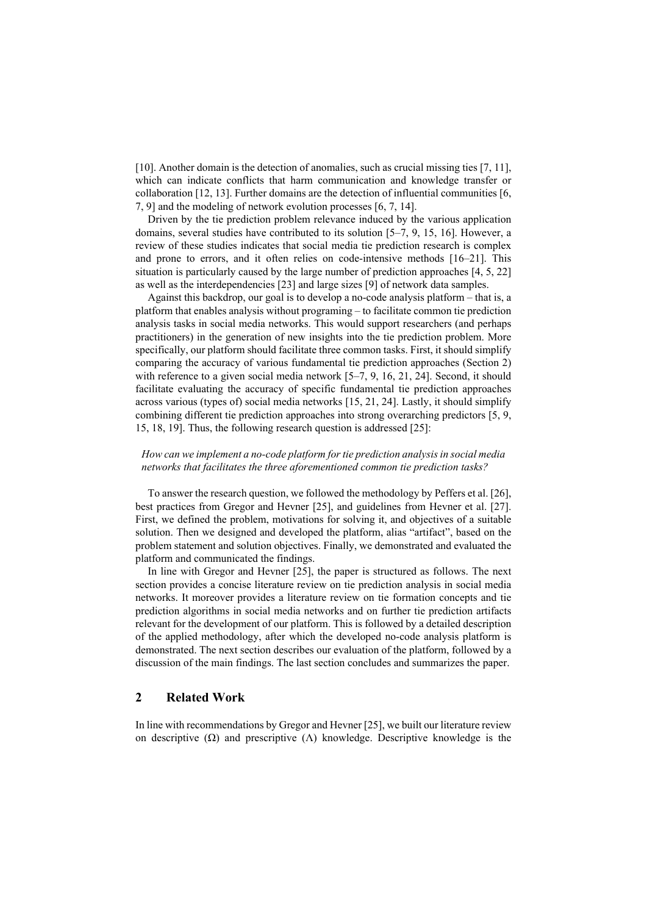[10]. Another domain is the detection of anomalies, such as crucial missing ties [7, 11], which can indicate conflicts that harm communication and knowledge transfer or collaboration [12, 13]. Further domains are the detection of influential communities [6, 7, 9] and the modeling of network evolution processes [6, 7, 14].

Driven by the tie prediction problem relevance induced by the various application domains, several studies have contributed to its solution [5–7, 9, 15, 16]. However, a review of these studies indicates that social media tie prediction research is complex and prone to errors, and it often relies on code-intensive methods [16–21]. This situation is particularly caused by the large number of prediction approaches [4, 5, 22] as well as the interdependencies [23] and large sizes [9] of network data samples.

Against this backdrop, our goal is to develop a no-code analysis platform – that is, a platform that enables analysis without programing – to facilitate common tie prediction analysis tasks in social media networks. This would support researchers (and perhaps practitioners) in the generation of new insights into the tie prediction problem. More specifically, our platform should facilitate three common tasks. First, it should simplify comparing the accuracy of various fundamental tie prediction approaches (Section 2) with reference to a given social media network [5–7, 9, 16, 21, 24]. Second, it should facilitate evaluating the accuracy of specific fundamental tie prediction approaches across various (types of) social media networks [15, 21, 24]. Lastly, it should simplify combining different tie prediction approaches into strong overarching predictors [5, 9, 15, 18, 19]. Thus, the following research question is addressed [25]:

> *How can we implement a no-code platform for tie prediction analysis in social media networks that facilitates the three aforementioned common tie prediction tasks?*

To answer the research question, we followed the methodology by Peffers et al. [26], best practices from Gregor and Hevner [25], and guidelines from Hevner et al. [27]. First, we defined the problem, motivations for solving it, and objectives of a suitable solution. Then we designed and developed the platform, alias "artifact", based on the problem statement and solution objectives. Finally, we demonstrated and evaluated the platform and communicated the findings.

In line with Gregor and Hevner [25], the paper is structured as follows. The next section provides a concise literature review on tie prediction analysis in social media networks. It moreover provides a literature review on tie formation concepts and tie prediction algorithms in social media networks and on further tie prediction artifacts relevant for the development of our platform. This is followed by a detailed description of the applied methodology, after which the developed no-code analysis platform is demonstrated. The next section describes our evaluation of the platform, followed by a discussion of the main findings. The last section concludes and summarizes the paper.

## 2 Related Work

In line with recommendations by Gregor and Hevner [25], we built our literature review on descriptive ($\Omega$) and prescriptive ($\Lambda$) knowledge. Descriptive knowledge is the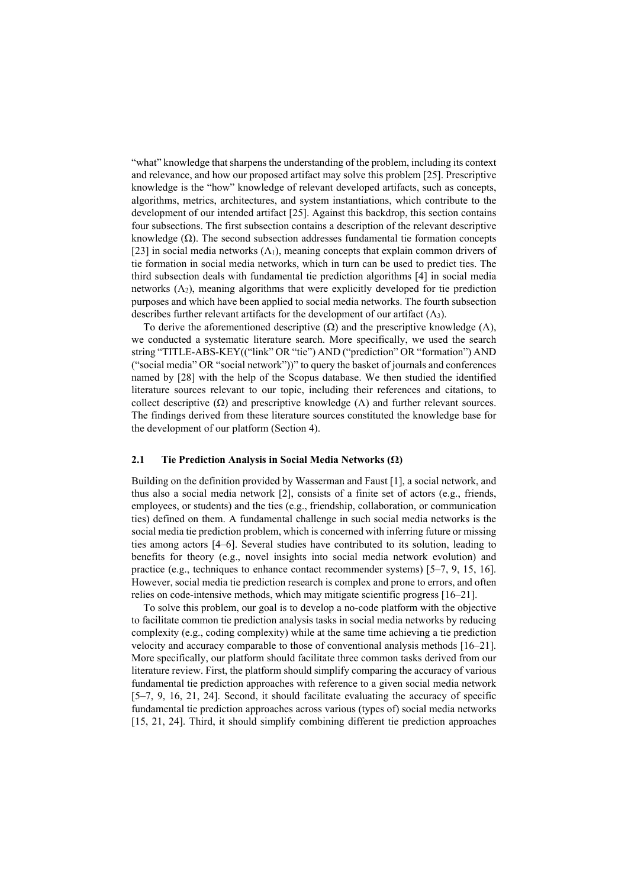"what" knowledge that sharpens the understanding of the problem, including its context and relevance, and how our proposed artifact may solve this problem [25]. Prescriptive knowledge is the "how" knowledge of relevant developed artifacts, such as concepts, algorithms, metrics, architectures, and system instantiations, which contribute to the development of our intended artifact [25]. Against this backdrop, this section contains four subsections. The first subsection contains a description of the relevant descriptive knowledge (Ω). The second subsection addresses fundamental tie formation concepts [23] in social media networks ($\Lambda_1$), meaning concepts that explain common drivers of tie formation in social media networks, which in turn can be used to predict ties. The third subsection deals with fundamental tie prediction algorithms [4] in social media networks ($\Lambda_2$), meaning algorithms that were explicitly developed for tie prediction purposes and which have been applied to social media networks. The fourth subsection describes further relevant artifacts for the development of our artifact ($\Lambda_3$).

To derive the aforementioned descriptive (Ω) and the prescriptive knowledge (Λ), we conducted a systematic literature search. More specifically, we used the search string "TITLE-ABS-KEY(("link" OR "tie") AND ("prediction" OR "formation") AND ("social media" OR "social network"))" to query the basket of journals and conferences named by [28] with the help of the Scopus database. We then studied the identified literature sources relevant to our topic, including their references and citations, to collect descriptive (Ω) and prescriptive knowledge (Λ) and further relevant sources. The findings derived from these literature sources constituted the knowledge base for the development of our platform (Section 4).

## 2.1 Tie Prediction Analysis in Social Media Networks (Ω)

Building on the definition provided by Wasserman and Faust [1], a social network, and thus also a social media network [2], consists of a finite set of actors (e.g., friends, employees, or students) and the ties (e.g., friendship, collaboration, or communication ties) defined on them. A fundamental challenge in such social media networks is the social media tie prediction problem, which is concerned with inferring future or missing ties among actors [4–6]. Several studies have contributed to its solution, leading to benefits for theory (e.g., novel insights into social media network evolution) and practice (e.g., techniques to enhance contact recommender systems) [5–7, 9, 15, 16]. However, social media tie prediction research is complex and prone to errors, and often relies on code-intensive methods, which may mitigate scientific progress [16–21].

To solve this problem, our goal is to develop a no-code platform with the objective to facilitate common tie prediction analysis tasks in social media networks by reducing complexity (e.g., coding complexity) while at the same time achieving a tie prediction velocity and accuracy comparable to those of conventional analysis methods [16–21]. More specifically, our platform should facilitate three common tasks derived from our literature review. First, the platform should simplify comparing the accuracy of various fundamental tie prediction approaches with reference to a given social media network [5–7, 9, 16, 21, 24]. Second, it should facilitate evaluating the accuracy of specific fundamental tie prediction approaches across various (types of) social media networks [15, 21, 24]. Third, it should simplify combining different tie prediction approaches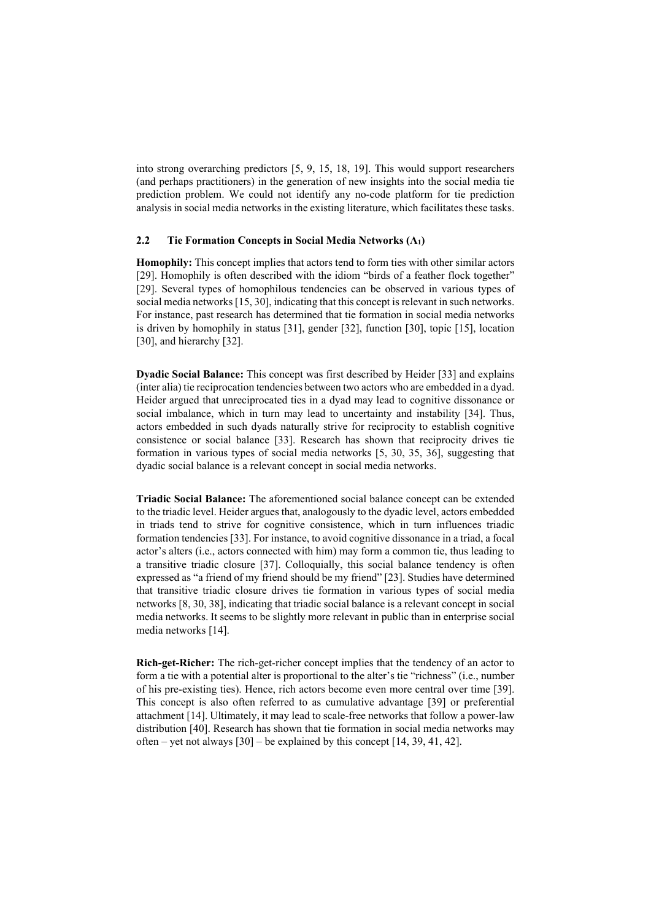into strong overarching predictors [5, 9, 15, 18, 19]. This would support researchers (and perhaps practitioners) in the generation of new insights into the social media tie prediction problem. We could not identify any no-code platform for tie prediction analysis in social media networks in the existing literature, which facilitates these tasks.

### 2.2 Tie Formation Concepts in Social Media Networks ($\Lambda_1$)

**Homophily:** This concept implies that actors tend to form ties with other similar actors [29]. Homophily is often described with the idiom "birds of a feather flock together" [29]. Several types of homophilous tendencies can be observed in various types of social media networks [15, 30], indicating that this concept is relevant in such networks. For instance, past research has determined that tie formation in social media networks is driven by homophily in status [31], gender [32], function [30], topic [15], location [30], and hierarchy [32].

**Dyadic Social Balance:** This concept was first described by Heider [33] and explains (inter alia) tie reciprocation tendencies between two actors who are embedded in a dyad. Heider argued that unreciprocated ties in a dyad may lead to cognitive dissonance or social imbalance, which in turn may lead to uncertainty and instability [34]. Thus, actors embedded in such dyads naturally strive for reciprocity to establish cognitive consistence or social balance [33]. Research has shown that reciprocity drives tie formation in various types of social media networks [5, 30, 35, 36], suggesting that dyadic social balance is a relevant concept in social media networks.

**Triadic Social Balance:** The aforementioned social balance concept can be extended to the triadic level. Heider argues that, analogously to the dyadic level, actors embedded in triads tend to strive for cognitive consistence, which in turn influences triadic formation tendencies [33]. For instance, to avoid cognitive dissonance in a triad, a focal actor's alters (i.e., actors connected with him) may form a common tie, thus leading to a transitive triadic closure [37]. Colloquially, this social balance tendency is often expressed as "a friend of my friend should be my friend" [23]. Studies have determined that transitive triadic closure drives tie formation in various types of social media networks [8, 30, 38], indicating that triadic social balance is a relevant concept in social media networks. It seems to be slightly more relevant in public than in enterprise social media networks [14].

**Rich-get-Richer:** The rich-get-richer concept implies that the tendency of an actor to form a tie with a potential alter is proportional to the alter's tie "richness" (i.e., number of his pre-existing ties). Hence, rich actors become even more central over time [39]. This concept is also often referred to as cumulative advantage [39] or preferential attachment [14]. Ultimately, it may lead to scale-free networks that follow a power-law distribution [40]. Research has shown that tie formation in social media networks may often – yet not always [30] – be explained by this concept [14, 39, 41, 42].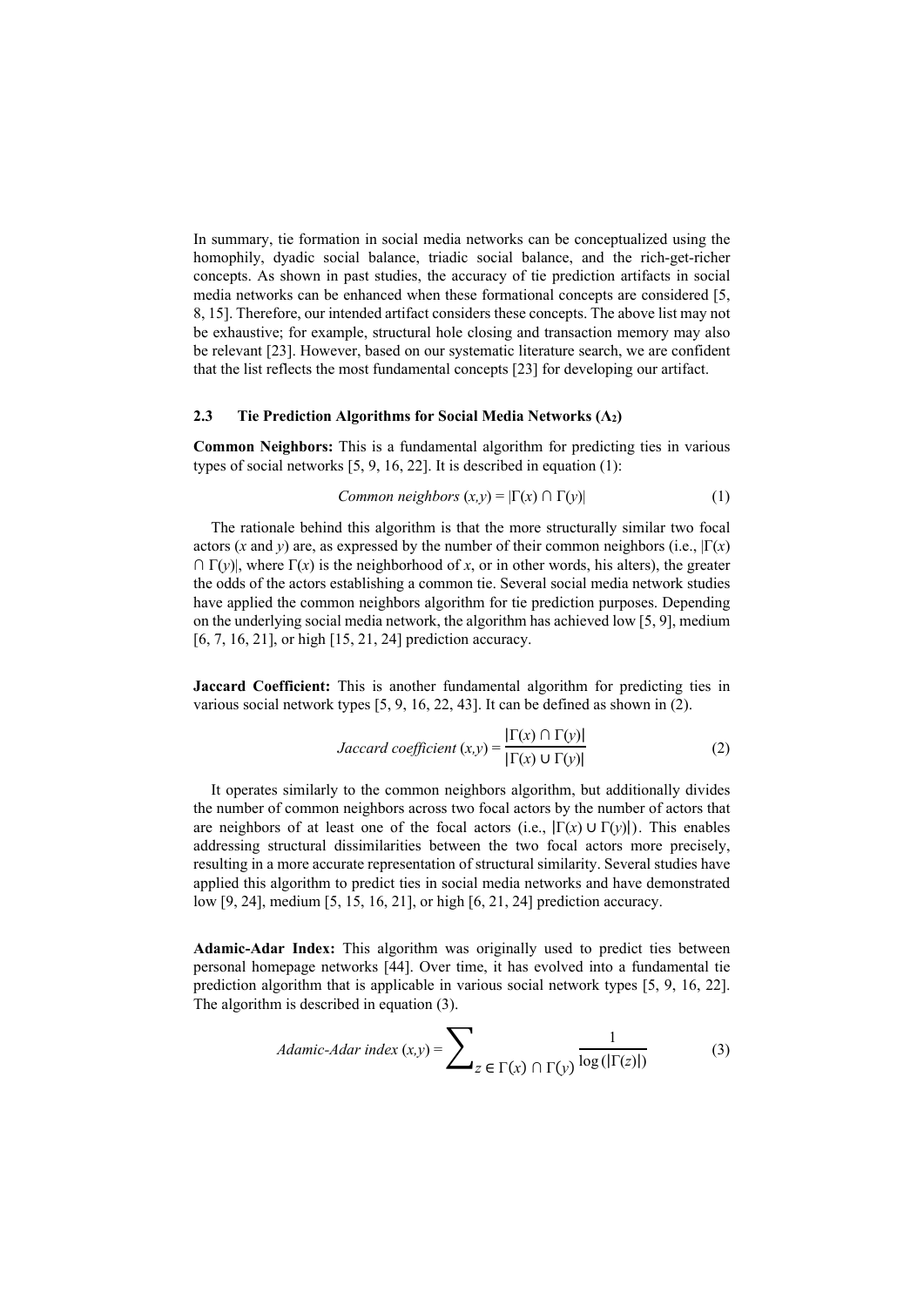In summary, tie formation in social media networks can be conceptualized using the homophily, dyadic social balance, triadic social balance, and the rich-get-richer concepts. As shown in past studies, the accuracy of tie prediction artifacts in social media networks can be enhanced when these formational concepts are considered [5, 8, 15]. Therefore, our intended artifact considers these concepts. The above list may not be exhaustive; for example, structural hole closing and transaction memory may also be relevant [23]. However, based on our systematic literature search, we are confident that the list reflects the most fundamental concepts [23] for developing our artifact.

### 2.3 Tie Prediction Algorithms for Social Media Networks ($\Lambda_2$)

**Common Neighbors:** This is a fundamental algorithm for predicting ties in various types of social networks [5, 9, 16, 22]. It is described in equation (1):

$$\textit{Common neighbors}\ (x,y) = |\Gamma(x) \cap \Gamma(y)| \tag{1}$$

The rationale behind this algorithm is that the more structurally similar two focal actors ($x$ and $y$) are, as expressed by the number of their common neighbors (i.e., $|\Gamma(x) \cap \Gamma(y)|$, where $\Gamma(x)$ is the neighborhood of $x$, or in other words, his alters), the greater the odds of the actors establishing a common tie. Several social media network studies have applied the common neighbors algorithm for tie prediction purposes. Depending on the underlying social media network, the algorithm has achieved low [5, 9], medium [6, 7, 16, 21], or high [15, 21, 24] prediction accuracy.

**Jaccard Coefficient:** This is another fundamental algorithm for predicting ties in various social network types [5, 9, 16, 22, 43]. It can be defined as shown in (2).

$$\textit{Jaccard coefficient}\ (x,y) = \frac{|\Gamma(x) \cap \Gamma(y)|}{|\Gamma(x) \cup \Gamma(y)|} \tag{2}$$

It operates similarly to the common neighbors algorithm, but additionally divides the number of common neighbors across two focal actors by the number of actors that are neighbors of at least one of the focal actors (i.e., $|\Gamma(x) \cup \Gamma(y)|$). This enables addressing structural dissimilarities between the two focal actors more precisely, resulting in a more accurate representation of structural similarity. Several studies have applied this algorithm to predict ties in social media networks and have demonstrated low [9, 24], medium [5, 15, 16, 21], or high [6, 21, 24] prediction accuracy.

**Adamic-Adar Index:** This algorithm was originally used to predict ties between personal homepage networks [44]. Over time, it has evolved into a fundamental tie prediction algorithm that is applicable in various social network types [5, 9, 16, 22]. The algorithm is described in equation (3).

$$\textit{Adamic-Adar index}\ (x,y) = \sum_{z \in \Gamma(x) \cap \Gamma(y)} \frac{1}{\log(|\Gamma(z)|)} \tag{3}$$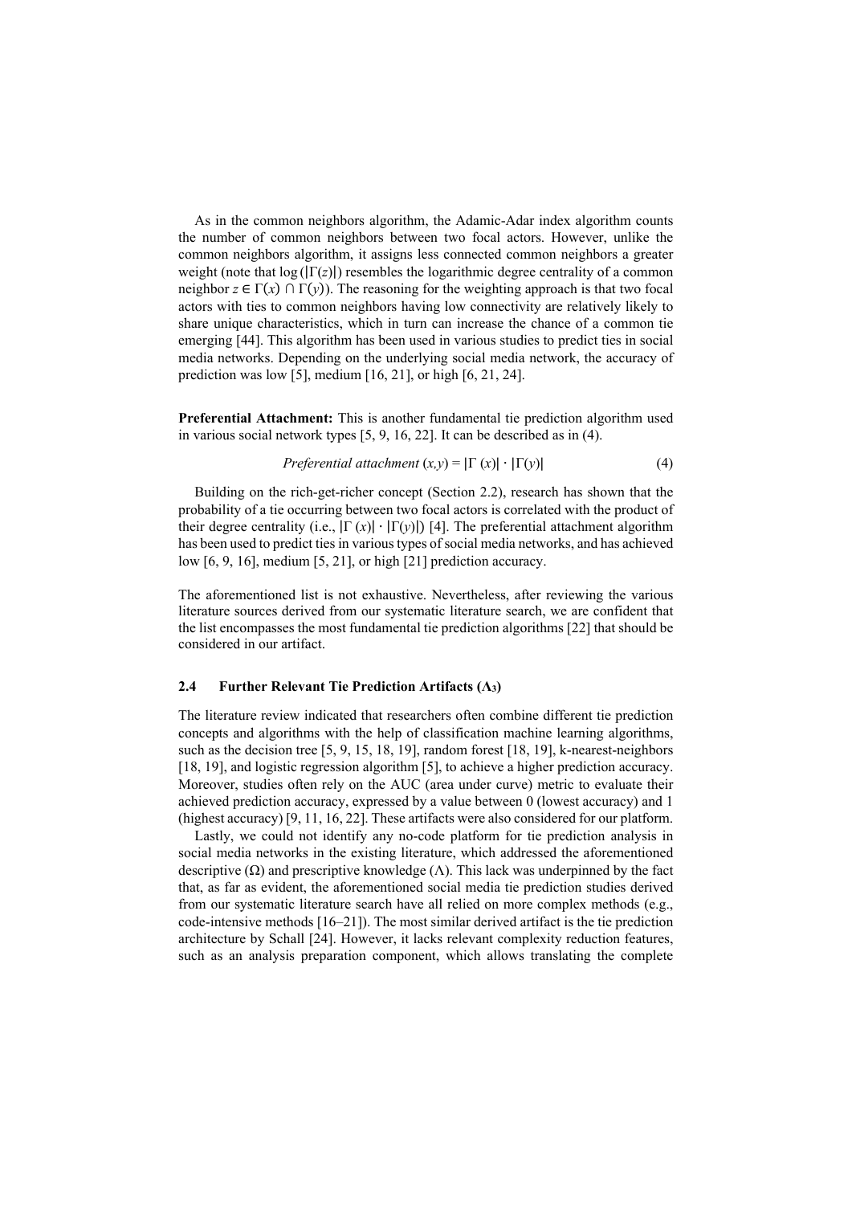As in the common neighbors algorithm, the Adamic-Adar index algorithm counts the number of common neighbors between two focal actors. However, unlike the common neighbors algorithm, it assigns less connected common neighbors a greater weight (note that $\log(|\Gamma(z)|)$ resembles the logarithmic degree centrality of a common neighbor $z \in \Gamma(x) \cap \Gamma(y)$). The reasoning for the weighting approach is that two focal actors with ties to common neighbors having low connectivity are relatively likely to share unique characteristics, which in turn can increase the chance of a common tie emerging [44]. This algorithm has been used in various studies to predict ties in social media networks. Depending on the underlying social media network, the accuracy of prediction was low [5], medium [16, 21], or high [6, 21, 24].

**Preferential Attachment:** This is another fundamental tie prediction algorithm used in various social network types [5, 9, 16, 22]. It can be described as in (4).

$$\textit{Preferential attachment}\,(x,y) = |\Gamma(x)| \cdot |\Gamma(y)| \tag{4}$$

Building on the rich-get-richer concept (Section 2.2), research has shown that the probability of a tie occurring between two focal actors is correlated with the product of their degree centrality (i.e., $|\Gamma(x)| \cdot |\Gamma(y)|$) [4]. The preferential attachment algorithm has been used to predict ties in various types of social media networks, and has achieved low [6, 9, 16], medium [5, 21], or high [21] prediction accuracy.

The aforementioned list is not exhaustive. Nevertheless, after reviewing the various literature sources derived from our systematic literature search, we are confident that the list encompasses the most fundamental tie prediction algorithms [22] that should be considered in our artifact.

### 2.4 Further Relevant Tie Prediction Artifacts ($\Lambda_3$)

The literature review indicated that researchers often combine different tie prediction concepts and algorithms with the help of classification machine learning algorithms, such as the decision tree [5, 9, 15, 18, 19], random forest [18, 19], k-nearest-neighbors [18, 19], and logistic regression algorithm [5], to achieve a higher prediction accuracy. Moreover, studies often rely on the AUC (area under curve) metric to evaluate their achieved prediction accuracy, expressed by a value between 0 (lowest accuracy) and 1 (highest accuracy) [9, 11, 16, 22]. These artifacts were also considered for our platform.

Lastly, we could not identify any no-code platform for tie prediction analysis in social media networks in the existing literature, which addressed the aforementioned descriptive ($\Omega$) and prescriptive knowledge ($\Lambda$). This lack was underpinned by the fact that, as far as evident, the aforementioned social media tie prediction studies derived from our systematic literature search have all relied on more complex methods (e.g., code-intensive methods [16–21]). The most similar derived artifact is the tie prediction architecture by Schall [24]. However, it lacks relevant complexity reduction features, such as an analysis preparation component, which allows translating the complete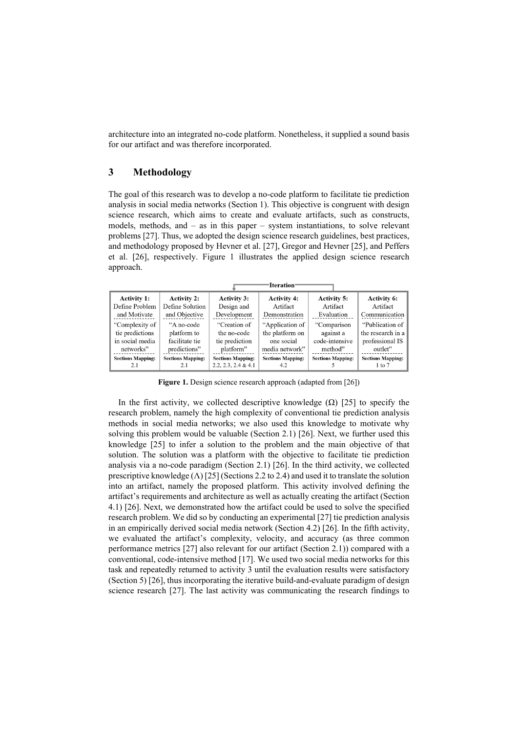architecture into an integrated no-code platform. Nonetheless, it supplied a sound basis for our artifact and was therefore incorporated.

## 3 Methodology

The goal of this research was to develop a no-code platform to facilitate tie prediction analysis in social media networks (Section 1). This objective is congruent with design science research, which aims to create and evaluate artifacts, such as constructs, models, methods, and – as in this paper – system instantiations, to solve relevant problems [27]. Thus, we adopted the design science research guidelines, best practices, and methodology proposed by Hevner et al. [27], Gregor and Hevner [25], and Peffers et al. [26], respectively. Figure 1 illustrates the applied design science research approach.

Iteration

| **Activity 1:** Define Problem and Motivate | **Activity 2:** Define Solution and Objective | **Activity 3:** Design and Development | **Activity 4:** Artifact Demonstration | **Activity 5:** Artifact Evaluation | **Activity 6:** Artifact Communication |
|---|---|---|---|---|---|
| "Complexity of tie predictions in social media networks" | "A no-code platform to facilitate tie predictions" | "Creation of the no-code tie prediction platform" | "Application of the platform on one social media network" | "Comparison against a code-intensive method" | "Publication of the research in a professional IS outlet" |
| **Sections Mapping:** 2.1 | **Sections Mapping:** 2.1 | **Sections Mapping:** 2.2, 2.3, 2.4 & 4.1 | **Sections Mapping:** 4.2 | **Sections Mapping:** 5 | **Sections Mapping:** 1 to 7 |

**Figure 1.** Design science research approach (adapted from [26])

In the first activity, we collected descriptive knowledge (Ω) [25] to specify the research problem, namely the high complexity of conventional tie prediction analysis methods in social media networks; we also used this knowledge to motivate why solving this problem would be valuable (Section 2.1) [26]. Next, we further used this knowledge [25] to infer a solution to the problem and the main objective of that solution. The solution was a platform with the objective to facilitate tie prediction analysis via a no-code paradigm (Section 2.1) [26]. In the third activity, we collected prescriptive knowledge (Λ) [25] (Sections 2.2 to 2.4) and used it to translate the solution into an artifact, namely the proposed platform. This activity involved defining the artifact's requirements and architecture as well as actually creating the artifact (Section 4.1) [26]. Next, we demonstrated how the artifact could be used to solve the specified research problem. We did so by conducting an experimental [27] tie prediction analysis in an empirically derived social media network (Section 4.2) [26]. In the fifth activity, we evaluated the artifact's complexity, velocity, and accuracy (as three common performance metrics [27] also relevant for our artifact (Section 2.1)) compared with a conventional, code-intensive method [17]. We used two social media networks for this task and repeatedly returned to activity 3 until the evaluation results were satisfactory (Section 5) [26], thus incorporating the iterative build-and-evaluate paradigm of design science research [27]. The last activity was communicating the research findings to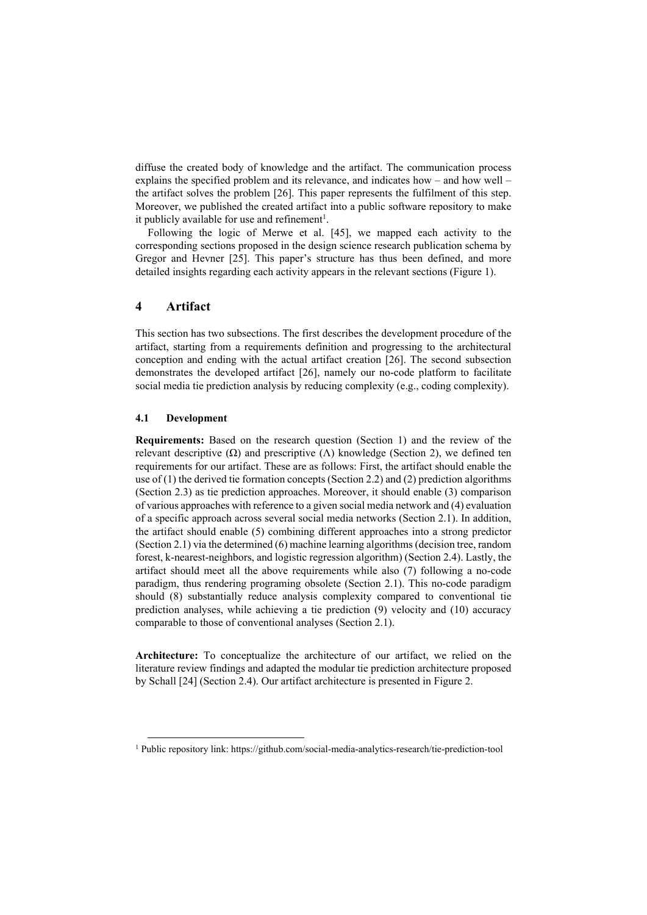diffuse the created body of knowledge and the artifact. The communication process explains the specified problem and its relevance, and indicates how – and how well – the artifact solves the problem [26]. This paper represents the fulfilment of this step. Moreover, we published the created artifact into a public software repository to make it publicly available for use and refinement[1].

Following the logic of Merwe et al. [45], we mapped each activity to the corresponding sections proposed in the design science research publication schema by Gregor and Hevner [25]. This paper's structure has thus been defined, and more detailed insights regarding each activity appears in the relevant sections (Figure 1).

# 4 Artifact

This section has two subsections. The first describes the development procedure of the artifact, starting from a requirements definition and progressing to the architectural conception and ending with the actual artifact creation [26]. The second subsection demonstrates the developed artifact [26], namely our no-code platform to facilitate social media tie prediction analysis by reducing complexity (e.g., coding complexity).

## 4.1 Development

**Requirements:** Based on the research question (Section 1) and the review of the relevant descriptive (Ω) and prescriptive (Λ) knowledge (Section 2), we defined ten requirements for our artifact. These are as follows: First, the artifact should enable the use of (1) the derived tie formation concepts (Section 2.2) and (2) prediction algorithms (Section 2.3) as tie prediction approaches. Moreover, it should enable (3) comparison of various approaches with reference to a given social media network and (4) evaluation of a specific approach across several social media networks (Section 2.1). In addition, the artifact should enable (5) combining different approaches into a strong predictor (Section 2.1) via the determined (6) machine learning algorithms (decision tree, random forest, k-nearest-neighbors, and logistic regression algorithm) (Section 2.4). Lastly, the artifact should meet all the above requirements while also (7) following a no-code paradigm, thus rendering programing obsolete (Section 2.1). This no-code paradigm should (8) substantially reduce analysis complexity compared to conventional tie prediction analyses, while achieving a tie prediction (9) velocity and (10) accuracy comparable to those of conventional analyses (Section 2.1).

**Architecture:** To conceptualize the architecture of our artifact, we relied on the literature review findings and adapted the modular tie prediction architecture proposed by Schall [24] (Section 2.4). Our artifact architecture is presented in Figure 2.

[1] Public repository link: https://github.com/social-media-analytics-research/tie-prediction-tool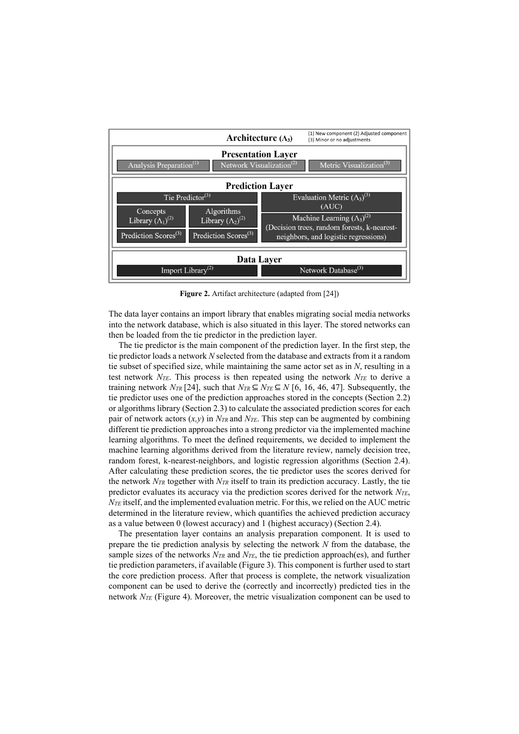Architecture ($\Lambda_3$)

(1) New component (2) Adjusted component
(3) Minor or no adjustments

Presentation Layer

Analysis Preparation(1)

Network Visualization(2)

Metric Visualization(3)

Prediction Layer

Tie Predictor(3)

Evaluation Metric ($\Lambda_3$)(3) (AUC)

Concepts Library ($\Lambda_1$)(2)

Algorithms Library ($\Lambda_2$)(2)

Machine Learning ($\Lambda_3$)(2) (Decision trees, random forests, k-nearest-neighbors, and logistic regressions)

Prediction Scores(3)

Prediction Scores(3)

Data Layer

Import Library(2)

Network Database(3)

**Figure 2.** Artifact architecture (adapted from [24])

The data layer contains an import library that enables migrating social media networks into the network database, which is also situated in this layer. The stored networks can then be loaded from the tie predictor in the prediction layer.

The tie predictor is the main component of the prediction layer. In the first step, the tie predictor loads a network $N$ selected from the database and extracts from it a random tie subset of specified size, while maintaining the same actor set as in $N$, resulting in a test network $N_{TE}$. This process is then repeated using the network $N_{TE}$ to derive a training network $N_{TR}$ [24], such that $N_{TR} \subseteq N_{TE} \subseteq N$ [6, 16, 46, 47]. Subsequently, the tie predictor uses one of the prediction approaches stored in the concepts (Section 2.2) or algorithms library (Section 2.3) to calculate the associated prediction scores for each pair of network actors $(x,y)$ in $N_{TR}$ and $N_{TE}$. This step can be augmented by combining different tie prediction approaches into a strong predictor via the implemented machine learning algorithms. To meet the defined requirements, we decided to implement the machine learning algorithms derived from the literature review, namely decision tree, random forest, k-nearest-neighbors, and logistic regression algorithms (Section 2.4). After calculating these prediction scores, the tie predictor uses the scores derived for the network $N_{TR}$ together with $N_{TR}$ itself to train its prediction accuracy. Lastly, the tie predictor evaluates its accuracy via the prediction scores derived for the network $N_{TE}$, $N_{TE}$ itself, and the implemented evaluation metric. For this, we relied on the AUC metric determined in the literature review, which quantifies the achieved prediction accuracy as a value between 0 (lowest accuracy) and 1 (highest accuracy) (Section 2.4).

The presentation layer contains an analysis preparation component. It is used to prepare the tie prediction analysis by selecting the network $N$ from the database, the sample sizes of the networks $N_{TR}$ and $N_{TE}$, the tie prediction approach(es), and further tie prediction parameters, if available (Figure 3). This component is further used to start the core prediction process. After that process is complete, the network visualization component can be used to derive the (correctly and incorrectly) predicted ties in the network $N_{TE}$ (Figure 4). Moreover, the metric visualization component can be used to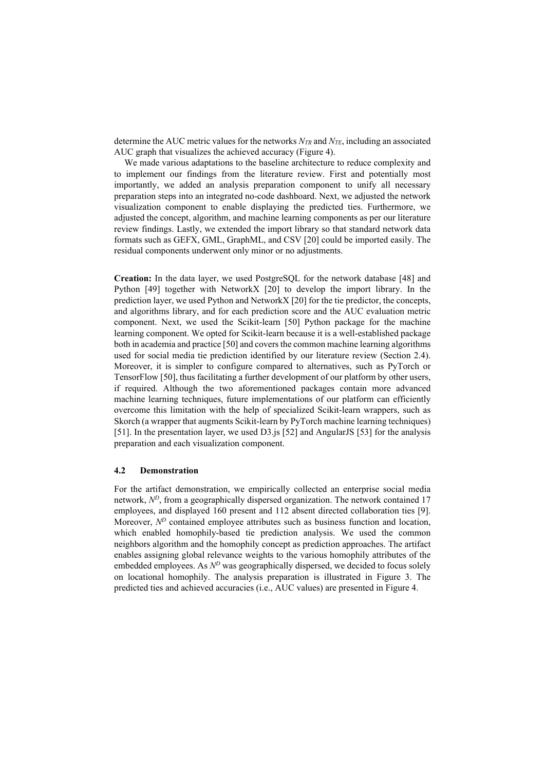determine the AUC metric values for the networks $N_{TR}$ and $N_{TE}$, including an associated AUC graph that visualizes the achieved accuracy (Figure 4).

We made various adaptations to the baseline architecture to reduce complexity and to implement our findings from the literature review. First and potentially most importantly, we added an analysis preparation component to unify all necessary preparation steps into an integrated no-code dashboard. Next, we adjusted the network visualization component to enable displaying the predicted ties. Furthermore, we adjusted the concept, algorithm, and machine learning components as per our literature review findings. Lastly, we extended the import library so that standard network data formats such as GEFX, GML, GraphML, and CSV [20] could be imported easily. The residual components underwent only minor or no adjustments.

**Creation:** In the data layer, we used PostgreSQL for the network database [48] and Python [49] together with NetworkX [20] to develop the import library. In the prediction layer, we used Python and NetworkX [20] for the tie predictor, the concepts, and algorithms library, and for each prediction score and the AUC evaluation metric component. Next, we used the Scikit-learn [50] Python package for the machine learning component. We opted for Scikit-learn because it is a well-established package both in academia and practice [50] and covers the common machine learning algorithms used for social media tie prediction identified by our literature review (Section 2.4). Moreover, it is simpler to configure compared to alternatives, such as PyTorch or TensorFlow [50], thus facilitating a further development of our platform by other users, if required. Although the two aforementioned packages contain more advanced machine learning techniques, future implementations of our platform can efficiently overcome this limitation with the help of specialized Scikit-learn wrappers, such as Skorch (a wrapper that augments Scikit-learn by PyTorch machine learning techniques) [51]. In the presentation layer, we used D3.js [52] and AngularJS [53] for the analysis preparation and each visualization component.

### 4.2 Demonstration

For the artifact demonstration, we empirically collected an enterprise social media network, $N^D$, from a geographically dispersed organization. The network contained 17 employees, and displayed 160 present and 112 absent directed collaboration ties [9]. Moreover, $N^D$ contained employee attributes such as business function and location, which enabled homophily-based tie prediction analysis. We used the common neighbors algorithm and the homophily concept as prediction approaches. The artifact enables assigning global relevance weights to the various homophily attributes of the embedded employees. As $N^D$ was geographically dispersed, we decided to focus solely on locational homophily. The analysis preparation is illustrated in Figure 3. The predicted ties and achieved accuracies (i.e., AUC values) are presented in Figure 4.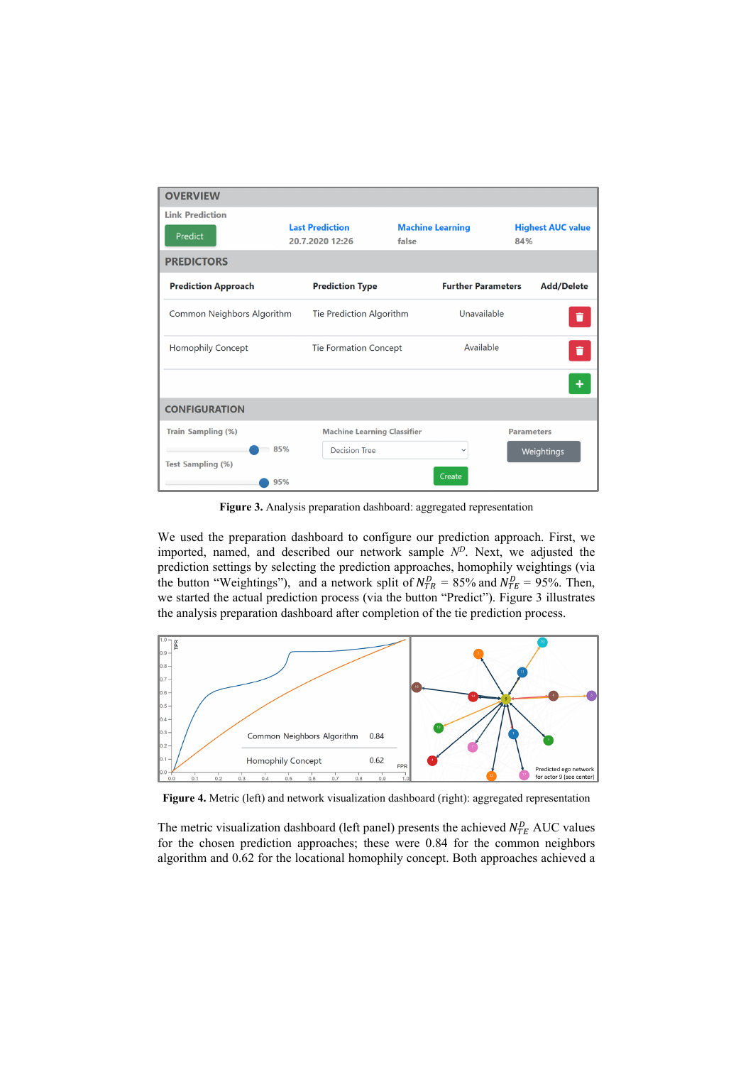OVERVIEW

Link Prediction

Predict

Last Prediction
20.7.2020 12:26

Machine Learning
false

Highest AUC value
84%

PREDICTORS

| Prediction Approach | Prediction Type | Further Parameters | Add/Delete |
|---|---|---|---|
| Common Neighbors Algorithm | Tie Prediction Algorithm | Unavailable | |
| Homophily Concept | Tie Formation Concept | Available | |

CONFIGURATION

Train Sampling (%)
85%

Test Sampling (%)
95%

Machine Learning Classifier
Decision Tree

Create

Parameters
Weightings

**Figure 3.** Analysis preparation dashboard: aggregated representation

We used the preparation dashboard to configure our prediction approach. First, we imported, named, and described our network sample $N^D$. Next, we adjusted the prediction settings by selecting the prediction approaches, homophily weightings (via the button "Weightings"), and a network split of $N^D_{TR}$ = 85% and $N^D_{TE}$ = 95%. Then, we started the actual prediction process (via the button "Predict"). Figure 3 illustrates the analysis preparation dashboard after completion of the tie prediction process.

TPR
FPR
1.0
0.9
0.8
0.7
0.6
0.5
0.4
0.3
0.2
0.1
0.0
0.0 0.1 0.2 0.3 0.4 0.5 0.6 0.7 0.8 0.9 1.0
Common Neighbors Algorithm 0.84
Homophily Concept 0.62

Predicted ego network
for actor 9 (see center)

**Figure 4.** Metric (left) and network visualization dashboard (right): aggregated representation

The metric visualization dashboard (left panel) presents the achieved $N^D_{TE}$ AUC values for the chosen prediction approaches; these were 0.84 for the common neighbors algorithm and 0.62 for the locational homophily concept. Both approaches achieved a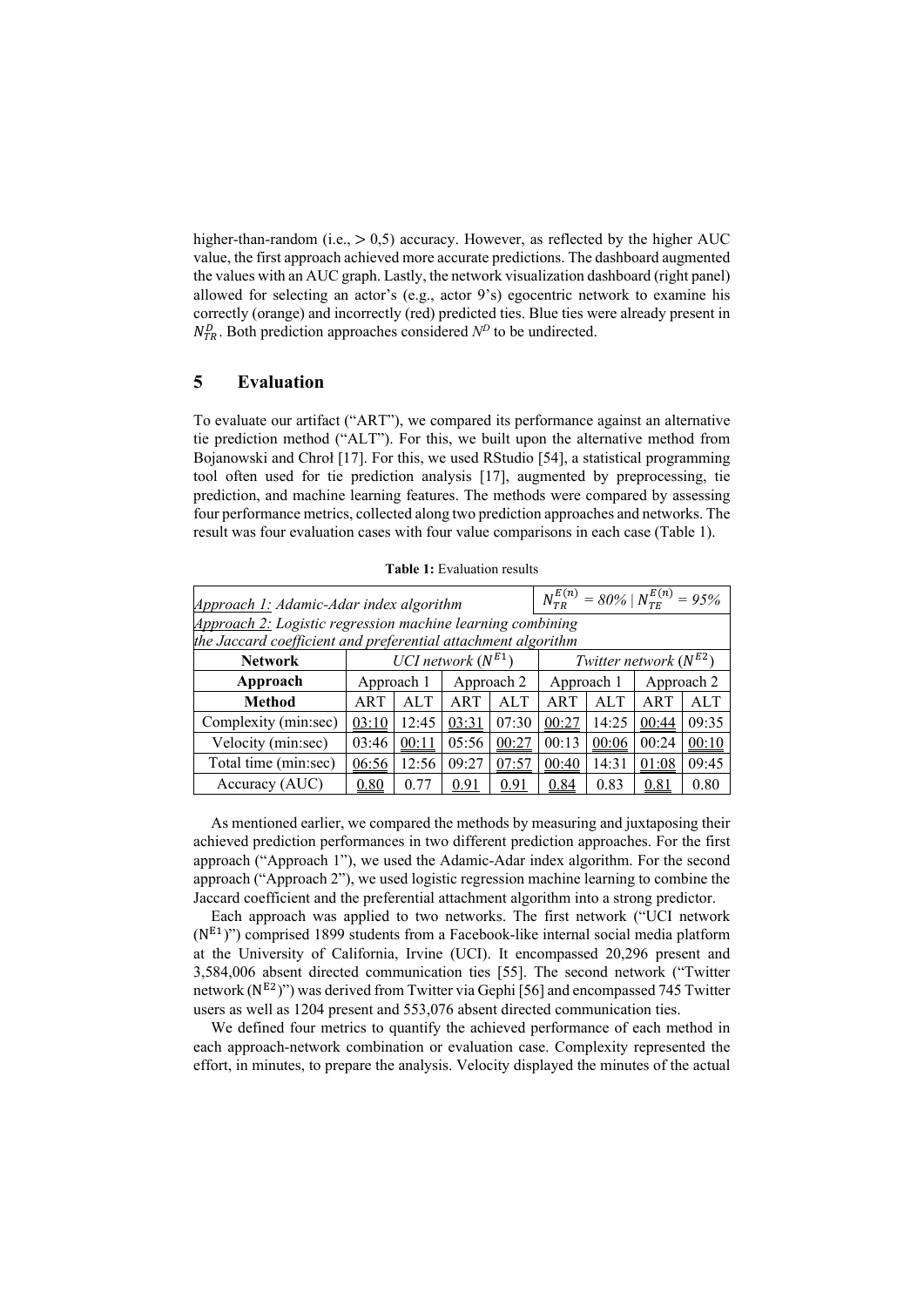higher-than-random (i.e., $> 0,5$) accuracy. However, as reflected by the higher AUC value, the first approach achieved more accurate predictions. The dashboard augmented the values with an AUC graph. Lastly, the network visualization dashboard (right panel) allowed for selecting an actor's (e.g., actor 9's) egocentric network to examine his correctly (orange) and incorrectly (red) predicted ties. Blue ties were already present in $N_{TR}^{D}$. Both prediction approaches considered $N^{D}$ to be undirected.

## 5 Evaluation

To evaluate our artifact ("ART"), we compared its performance against an alternative tie prediction method ("ALT"). For this, we built upon the alternative method from Bojanowski and Chroł [17]. For this, we used RStudio [54], a statistical programming tool often used for tie prediction analysis [17], augmented by preprocessing, tie prediction, and machine learning features. The methods were compared by assessing four performance metrics, collected along two prediction approaches and networks. The result was four evaluation cases with four value comparisons in each case (Table 1).

**Table 1:** Evaluation results

| *Approach 1:* *Adamic-Adar index algorithm* | | | | | $N_{TR}^{E(n)}$ *= 80%* \| $N_{TE}^{E(n)}$ *= 95%* | | | |
|---|---|---|---|---|---|---|---|---|
| *Approach 2:* *Logistic regression machine learning combining the Jaccard coefficient and preferential attachment algorithm* | | | | | | | | |
| **Network** | *UCI network* ($N^{E1}$) | | | | *Twitter network* ($N^{E2}$) | | | |
| **Approach** | Approach 1 | | Approach 2 | | Approach 1 | | Approach 2 | |
| **Method** | ART | ALT | ART | ALT | ART | ALT | ART | ALT |
| Complexity (min:sec) | 03:10 | 12:45 | 03:31 | 07:30 | 00:27 | 14:25 | 00:44 | 09:35 |
| Velocity (min:sec) | 03:46 | 00:11 | 05:56 | 00:27 | 00:13 | 00:06 | 00:24 | 00:10 |
| Total time (min:sec) | 06:56 | 12:56 | 09:27 | 07:57 | 00:40 | 14:31 | 01:08 | 09:45 |
| Accuracy (AUC) | 0.80 | 0.77 | 0.91 | 0.91 | 0.84 | 0.83 | 0.81 | 0.80 |

As mentioned earlier, we compared the methods by measuring and juxtaposing their achieved prediction performances in two different prediction approaches. For the first approach ("Approach 1"), we used the Adamic-Adar index algorithm. For the second approach ("Approach 2"), we used logistic regression machine learning to combine the Jaccard coefficient and the preferential attachment algorithm into a strong predictor.

Each approach was applied to two networks. The first network ("UCI network ($N^{E1}$)") comprised 1899 students from a Facebook-like internal social media platform at the University of California, Irvine (UCI). It encompassed 20,296 present and 3,584,006 absent directed communication ties [55]. The second network ("Twitter network ($N^{E2}$)") was derived from Twitter via Gephi [56] and encompassed 745 Twitter users as well as 1204 present and 553,076 absent directed communication ties.

We defined four metrics to quantify the achieved performance of each method in each approach-network combination or evaluation case. Complexity represented the effort, in minutes, to prepare the analysis. Velocity displayed the minutes of the actual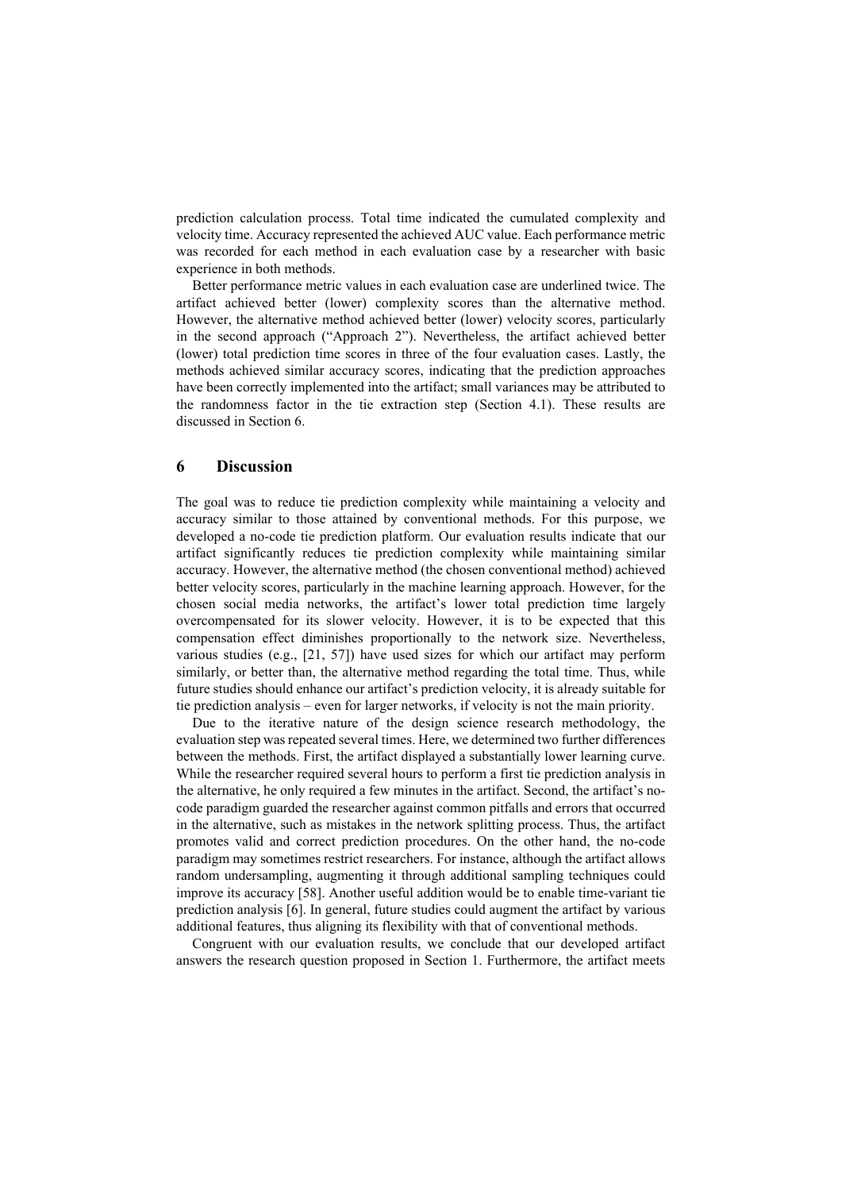prediction calculation process. Total time indicated the cumulated complexity and velocity time. Accuracy represented the achieved AUC value. Each performance metric was recorded for each method in each evaluation case by a researcher with basic experience in both methods.

Better performance metric values in each evaluation case are underlined twice. The artifact achieved better (lower) complexity scores than the alternative method. However, the alternative method achieved better (lower) velocity scores, particularly in the second approach ("Approach 2"). Nevertheless, the artifact achieved better (lower) total prediction time scores in three of the four evaluation cases. Lastly, the methods achieved similar accuracy scores, indicating that the prediction approaches have been correctly implemented into the artifact; small variances may be attributed to the randomness factor in the tie extraction step (Section 4.1). These results are discussed in Section 6.

## 6 Discussion

The goal was to reduce tie prediction complexity while maintaining a velocity and accuracy similar to those attained by conventional methods. For this purpose, we developed a no-code tie prediction platform. Our evaluation results indicate that our artifact significantly reduces tie prediction complexity while maintaining similar accuracy. However, the alternative method (the chosen conventional method) achieved better velocity scores, particularly in the machine learning approach. However, for the chosen social media networks, the artifact's lower total prediction time largely overcompensated for its slower velocity. However, it is to be expected that this compensation effect diminishes proportionally to the network size. Nevertheless, various studies (e.g., [21, 57]) have used sizes for which our artifact may perform similarly, or better than, the alternative method regarding the total time. Thus, while future studies should enhance our artifact's prediction velocity, it is already suitable for tie prediction analysis – even for larger networks, if velocity is not the main priority.

Due to the iterative nature of the design science research methodology, the evaluation step was repeated several times. Here, we determined two further differences between the methods. First, the artifact displayed a substantially lower learning curve. While the researcher required several hours to perform a first tie prediction analysis in the alternative, he only required a few minutes in the artifact. Second, the artifact's no-code paradigm guarded the researcher against common pitfalls and errors that occurred in the alternative, such as mistakes in the network splitting process. Thus, the artifact promotes valid and correct prediction procedures. On the other hand, the no-code paradigm may sometimes restrict researchers. For instance, although the artifact allows random undersampling, augmenting it through additional sampling techniques could improve its accuracy [58]. Another useful addition would be to enable time-variant tie prediction analysis [6]. In general, future studies could augment the artifact by various additional features, thus aligning its flexibility with that of conventional methods.

Congruent with our evaluation results, we conclude that our developed artifact answers the research question proposed in Section 1. Furthermore, the artifact meets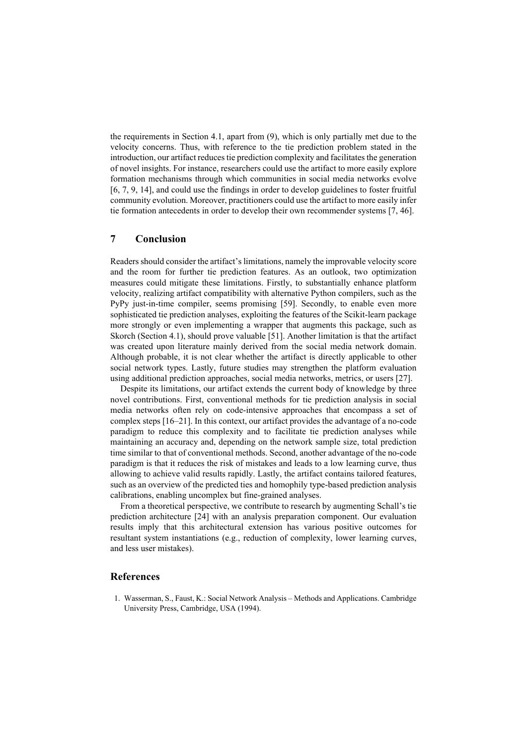the requirements in Section 4.1, apart from (9), which is only partially met due to the velocity concerns. Thus, with reference to the tie prediction problem stated in the introduction, our artifact reduces tie prediction complexity and facilitates the generation of novel insights. For instance, researchers could use the artifact to more easily explore formation mechanisms through which communities in social media networks evolve [6, 7, 9, 14], and could use the findings in order to develop guidelines to foster fruitful community evolution. Moreover, practitioners could use the artifact to more easily infer tie formation antecedents in order to develop their own recommender systems [7, 46].

## 7 Conclusion

Readers should consider the artifact's limitations, namely the improvable velocity score and the room for further tie prediction features. As an outlook, two optimization measures could mitigate these limitations. Firstly, to substantially enhance platform velocity, realizing artifact compatibility with alternative Python compilers, such as the PyPy just-in-time compiler, seems promising [59]. Secondly, to enable even more sophisticated tie prediction analyses, exploiting the features of the Scikit-learn package more strongly or even implementing a wrapper that augments this package, such as Skorch (Section 4.1), should prove valuable [51]. Another limitation is that the artifact was created upon literature mainly derived from the social media network domain. Although probable, it is not clear whether the artifact is directly applicable to other social network types. Lastly, future studies may strengthen the platform evaluation using additional prediction approaches, social media networks, metrics, or users [27].

Despite its limitations, our artifact extends the current body of knowledge by three novel contributions. First, conventional methods for tie prediction analysis in social media networks often rely on code-intensive approaches that encompass a set of complex steps [16–21]. In this context, our artifact provides the advantage of a no-code paradigm to reduce this complexity and to facilitate tie prediction analyses while maintaining an accuracy and, depending on the network sample size, total prediction time similar to that of conventional methods. Second, another advantage of the no-code paradigm is that it reduces the risk of mistakes and leads to a low learning curve, thus allowing to achieve valid results rapidly. Lastly, the artifact contains tailored features, such as an overview of the predicted ties and homophily type-based prediction analysis calibrations, enabling uncomplex but fine-grained analyses.

From a theoretical perspective, we contribute to research by augmenting Schall's tie prediction architecture [24] with an analysis preparation component. Our evaluation results imply that this architectural extension has various positive outcomes for resultant system instantiations (e.g., reduction of complexity, lower learning curves, and less user mistakes).

## References

1. Wasserman, S., Faust, K.: Social Network Analysis – Methods and Applications. Cambridge University Press, Cambridge, USA (1994).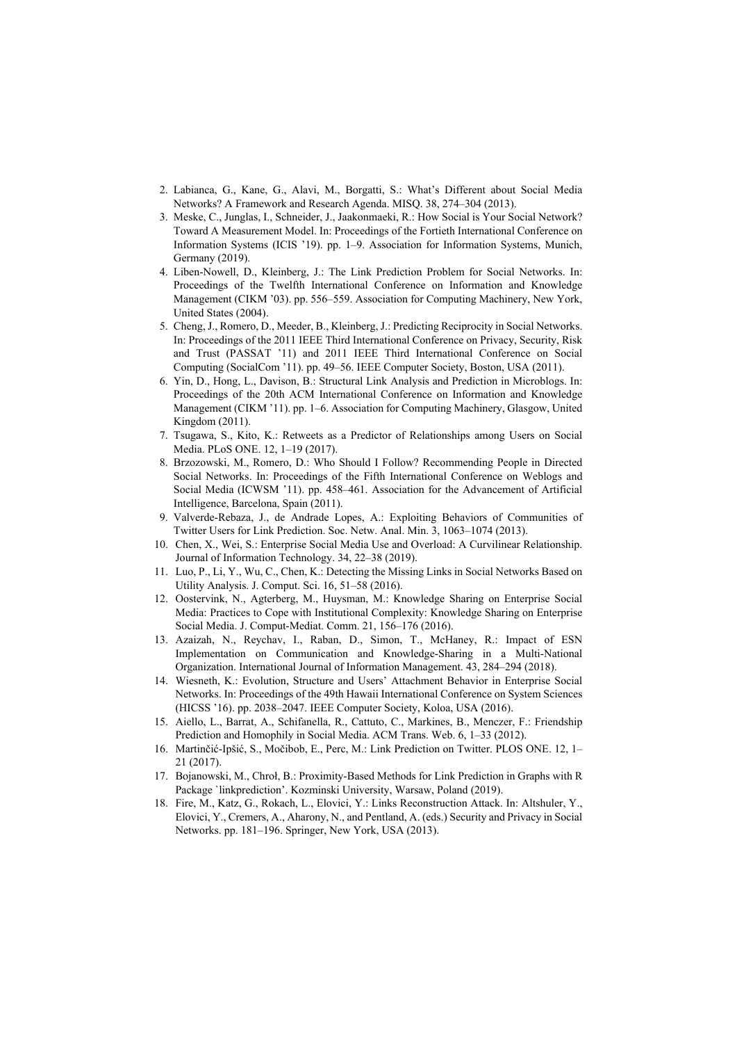2. Labianca, G., Kane, G., Alavi, M., Borgatti, S.: What's Different about Social Media Networks? A Framework and Research Agenda. MISQ. 38, 274–304 (2013).
3. Meske, C., Junglas, I., Schneider, J., Jaakonmaeki, R.: How Social is Your Social Network? Toward A Measurement Model. In: Proceedings of the Fortieth International Conference on Information Systems (ICIS '19). pp. 1–9. Association for Information Systems, Munich, Germany (2019).
4. Liben-Nowell, D., Kleinberg, J.: The Link Prediction Problem for Social Networks. In: Proceedings of the Twelfth International Conference on Information and Knowledge Management (CIKM '03). pp. 556–559. Association for Computing Machinery, New York, United States (2004).
5. Cheng, J., Romero, D., Meeder, B., Kleinberg, J.: Predicting Reciprocity in Social Networks. In: Proceedings of the 2011 IEEE Third International Conference on Privacy, Security, Risk and Trust (PASSAT '11) and 2011 IEEE Third International Conference on Social Computing (SocialCom '11). pp. 49–56. IEEE Computer Society, Boston, USA (2011).
6. Yin, D., Hong, L., Davison, B.: Structural Link Analysis and Prediction in Microblogs. In: Proceedings of the 20th ACM International Conference on Information and Knowledge Management (CIKM '11). pp. 1–6. Association for Computing Machinery, Glasgow, United Kingdom (2011).
7. Tsugawa, S., Kito, K.: Retweets as a Predictor of Relationships among Users on Social Media. PLoS ONE. 12, 1–19 (2017).
8. Brzozowski, M., Romero, D.: Who Should I Follow? Recommending People in Directed Social Networks. In: Proceedings of the Fifth International Conference on Weblogs and Social Media (ICWSM '11). pp. 458–461. Association for the Advancement of Artificial Intelligence, Barcelona, Spain (2011).
9. Valverde-Rebaza, J., de Andrade Lopes, A.: Exploiting Behaviors of Communities of Twitter Users for Link Prediction. Soc. Netw. Anal. Min. 3, 1063–1074 (2013).
10. Chen, X., Wei, S.: Enterprise Social Media Use and Overload: A Curvilinear Relationship. Journal of Information Technology. 34, 22–38 (2019).
11. Luo, P., Li, Y., Wu, C., Chen, K.: Detecting the Missing Links in Social Networks Based on Utility Analysis. J. Comput. Sci. 16, 51–58 (2016).
12. Oostervink, N., Agterberg, M., Huysman, M.: Knowledge Sharing on Enterprise Social Media: Practices to Cope with Institutional Complexity: Knowledge Sharing on Enterprise Social Media. J. Comput-Mediat. Comm. 21, 156–176 (2016).
13. Azaizah, N., Reychav, I., Raban, D., Simon, T., McHaney, R.: Impact of ESN Implementation on Communication and Knowledge-Sharing in a Multi-National Organization. International Journal of Information Management. 43, 284–294 (2018).
14. Wiesneth, K.: Evolution, Structure and Users' Attachment Behavior in Enterprise Social Networks. In: Proceedings of the 49th Hawaii International Conference on System Sciences (HICSS '16). pp. 2038–2047. IEEE Computer Society, Koloa, USA (2016).
15. Aiello, L., Barrat, A., Schifanella, R., Cattuto, C., Markines, B., Menczer, F.: Friendship Prediction and Homophily in Social Media. ACM Trans. Web. 6, 1–33 (2012).
16. Martinčić-Ipšić, S., Močibob, E., Perc, M.: Link Prediction on Twitter. PLOS ONE. 12, 1–21 (2017).
17. Bojanowski, M., Chroł, B.: Proximity-Based Methods for Link Prediction in Graphs with R Package `linkprediction'. Kozminski University, Warsaw, Poland (2019).
18. Fire, M., Katz, G., Rokach, L., Elovici, Y.: Links Reconstruction Attack. In: Altshuler, Y., Elovici, Y., Cremers, A., Aharony, N., and Pentland, A. (eds.) Security and Privacy in Social Networks. pp. 181–196. Springer, New York, USA (2013).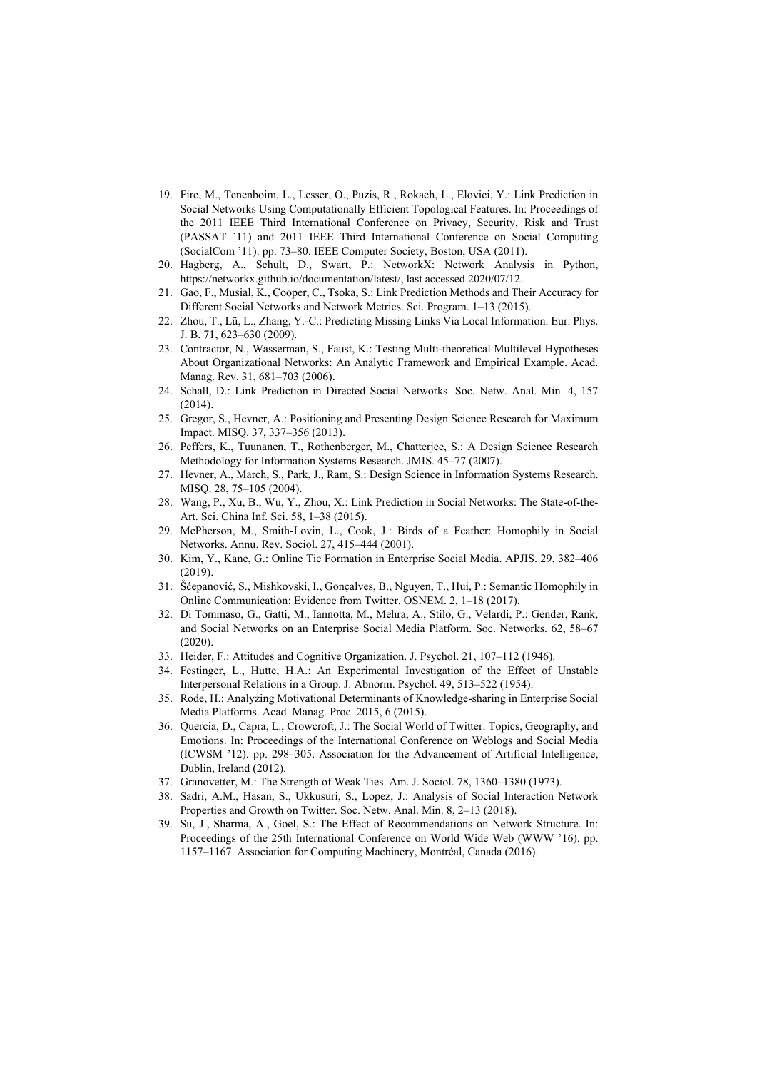19. Fire, M., Tenenboim, L., Lesser, O., Puzis, R., Rokach, L., Elovici, Y.: Link Prediction in Social Networks Using Computationally Efficient Topological Features. In: Proceedings of the 2011 IEEE Third International Conference on Privacy, Security, Risk and Trust (PASSAT '11) and 2011 IEEE Third International Conference on Social Computing (SocialCom '11). pp. 73–80. IEEE Computer Society, Boston, USA (2011).
20. Hagberg, A., Schult, D., Swart, P.: NetworkX: Network Analysis in Python, https://networkx.github.io/documentation/latest/, last accessed 2020/07/12.
21. Gao, F., Musial, K., Cooper, C., Tsoka, S.: Link Prediction Methods and Their Accuracy for Different Social Networks and Network Metrics. Sci. Program. 1–13 (2015).
22. Zhou, T., Lü, L., Zhang, Y.-C.: Predicting Missing Links Via Local Information. Eur. Phys. J. B. 71, 623–630 (2009).
23. Contractor, N., Wasserman, S., Faust, K.: Testing Multi-theoretical Multilevel Hypotheses About Organizational Networks: An Analytic Framework and Empirical Example. Acad. Manag. Rev. 31, 681–703 (2006).
24. Schall, D.: Link Prediction in Directed Social Networks. Soc. Netw. Anal. Min. 4, 157 (2014).
25. Gregor, S., Hevner, A.: Positioning and Presenting Design Science Research for Maximum Impact. MISQ. 37, 337–356 (2013).
26. Peffers, K., Tuunanen, T., Rothenberger, M., Chatterjee, S.: A Design Science Research Methodology for Information Systems Research. JMIS. 45–77 (2007).
27. Hevner, A., March, S., Park, J., Ram, S.: Design Science in Information Systems Research. MISQ. 28, 75–105 (2004).
28. Wang, P., Xu, B., Wu, Y., Zhou, X.: Link Prediction in Social Networks: The State-of-the-Art. Sci. China Inf. Sci. 58, 1–38 (2015).
29. McPherson, M., Smith-Lovin, L., Cook, J.: Birds of a Feather: Homophily in Social Networks. Annu. Rev. Sociol. 27, 415–444 (2001).
30. Kim, Y., Kane, G.: Online Tie Formation in Enterprise Social Media. APJIS. 29, 382–406 (2019).
31. Šćepanović, S., Mishkovski, I., Gonçalves, B., Nguyen, T., Hui, P.: Semantic Homophily in Online Communication: Evidence from Twitter. OSNEM. 2, 1–18 (2017).
32. Di Tommaso, G., Gatti, M., Iannotta, M., Mehra, A., Stilo, G., Velardi, P.: Gender, Rank, and Social Networks on an Enterprise Social Media Platform. Soc. Networks. 62, 58–67 (2020).
33. Heider, F.: Attitudes and Cognitive Organization. J. Psychol. 21, 107–112 (1946).
34. Festinger, L., Hutte, H.A.: An Experimental Investigation of the Effect of Unstable Interpersonal Relations in a Group. J. Abnorm. Psychol. 49, 513–522 (1954).
35. Rode, H.: Analyzing Motivational Determinants of Knowledge-sharing in Enterprise Social Media Platforms. Acad. Manag. Proc. 2015, 6 (2015).
36. Quercia, D., Capra, L., Crowcroft, J.: The Social World of Twitter: Topics, Geography, and Emotions. In: Proceedings of the International Conference on Weblogs and Social Media (ICWSM '12). pp. 298–305. Association for the Advancement of Artificial Intelligence, Dublin, Ireland (2012).
37. Granovetter, M.: The Strength of Weak Ties. Am. J. Sociol. 78, 1360–1380 (1973).
38. Sadri, A.M., Hasan, S., Ukkusuri, S., Lopez, J.: Analysis of Social Interaction Network Properties and Growth on Twitter. Soc. Netw. Anal. Min. 8, 2–13 (2018).
39. Su, J., Sharma, A., Goel, S.: The Effect of Recommendations on Network Structure. In: Proceedings of the 25th International Conference on World Wide Web (WWW '16). pp. 1157–1167. Association for Computing Machinery, Montréal, Canada (2016).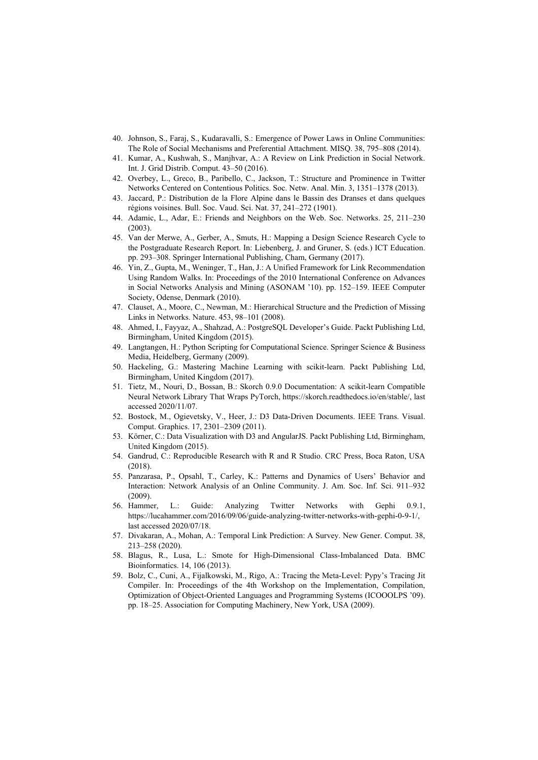40. Johnson, S., Faraj, S., Kudaravalli, S.: Emergence of Power Laws in Online Communities: The Role of Social Mechanisms and Preferential Attachment. MISQ. 38, 795–808 (2014).
41. Kumar, A., Kushwah, S., Manjhvar, A.: A Review on Link Prediction in Social Network. Int. J. Grid Distrib. Comput. 43–50 (2016).
42. Overbey, L., Greco, B., Paribello, C., Jackson, T.: Structure and Prominence in Twitter Networks Centered on Contentious Politics. Soc. Netw. Anal. Min. 3, 1351–1378 (2013).
43. Jaccard, P.: Distribution de la Flore Alpine dans le Bassin des Dranses et dans quelques régions voisines. Bull. Soc. Vaud. Sci. Nat. 37, 241–272 (1901).
44. Adamic, L., Adar, E.: Friends and Neighbors on the Web. Soc. Networks. 25, 211–230 (2003).
45. Van der Merwe, A., Gerber, A., Smuts, H.: Mapping a Design Science Research Cycle to the Postgraduate Research Report. In: Liebenberg, J. and Gruner, S. (eds.) ICT Education. pp. 293–308. Springer International Publishing, Cham, Germany (2017).
46. Yin, Z., Gupta, M., Weninger, T., Han, J.: A Unified Framework for Link Recommendation Using Random Walks. In: Proceedings of the 2010 International Conference on Advances in Social Networks Analysis and Mining (ASONAM '10). pp. 152–159. IEEE Computer Society, Odense, Denmark (2010).
47. Clauset, A., Moore, C., Newman, M.: Hierarchical Structure and the Prediction of Missing Links in Networks. Nature. 453, 98–101 (2008).
48. Ahmed, I., Fayyaz, A., Shahzad, A.: PostgreSQL Developer's Guide. Packt Publishing Ltd, Birmingham, United Kingdom (2015).
49. Langtangen, H.: Python Scripting for Computational Science. Springer Science & Business Media, Heidelberg, Germany (2009).
50. Hackeling, G.: Mastering Machine Learning with scikit-learn. Packt Publishing Ltd, Birmingham, United Kingdom (2017).
51. Tietz, M., Nouri, D., Bossan, B.: Skorch 0.9.0 Documentation: A scikit-learn Compatible Neural Network Library That Wraps PyTorch, https://skorch.readthedocs.io/en/stable/, last accessed 2020/11/07.
52. Bostock, M., Ogievetsky, V., Heer, J.: D3 Data-Driven Documents. IEEE Trans. Visual. Comput. Graphics. 17, 2301–2309 (2011).
53. Körner, C.: Data Visualization with D3 and AngularJS. Packt Publishing Ltd, Birmingham, United Kingdom (2015).
54. Gandrud, C.: Reproducible Research with R and R Studio. CRC Press, Boca Raton, USA (2018).
55. Panzarasa, P., Opsahl, T., Carley, K.: Patterns and Dynamics of Users' Behavior and Interaction: Network Analysis of an Online Community. J. Am. Soc. Inf. Sci. 911–932 (2009).
56. Hammer, L.: Guide: Analyzing Twitter Networks with Gephi 0.9.1, https://lucahammer.com/2016/09/06/guide-analyzing-twitter-networks-with-gephi-0-9-1/, last accessed 2020/07/18.
57. Divakaran, A., Mohan, A.: Temporal Link Prediction: A Survey. New Gener. Comput. 38, 213–258 (2020).
58. Blagus, R., Lusa, L.: Smote for High-Dimensional Class-Imbalanced Data. BMC Bioinformatics. 14, 106 (2013).
59. Bolz, C., Cuni, A., Fijalkowski, M., Rigo, A.: Tracing the Meta-Level: Pypy's Tracing Jit Compiler. In: Proceedings of the 4th Workshop on the Implementation, Compilation, Optimization of Object-Oriented Languages and Programming Systems (ICOOOLPS '09). pp. 18–25. Association for Computing Machinery, New York, USA (2009).